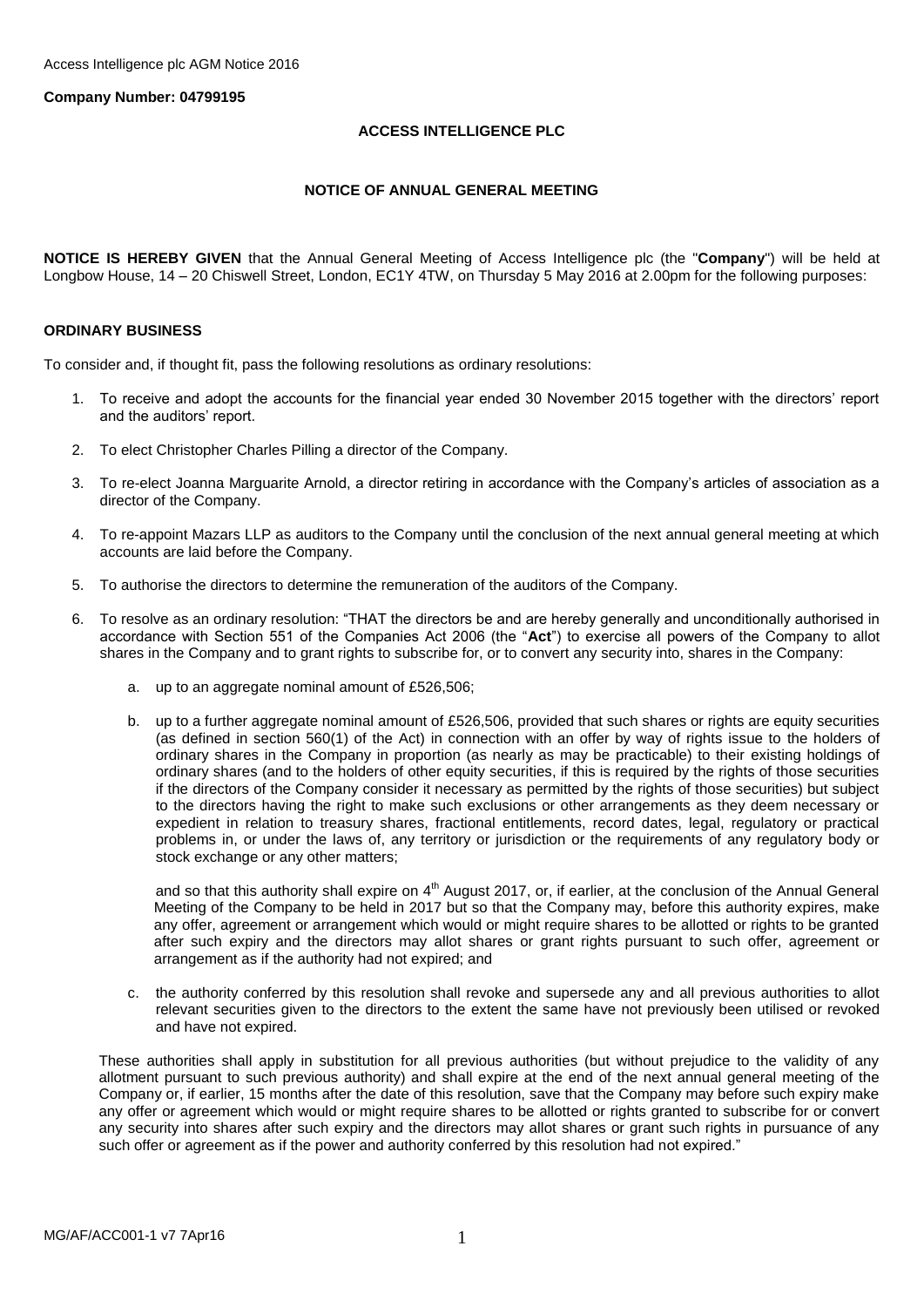**Company Number: 04799195**

# ACCESS INTELLIGENCE PLC

## NOTICE OF ANNUAL GENERAL MEETING

**NOTICE IS HEREBY GIVEN** that the Annual General Meeting of Access Intelligence plc (the "**Company**") will be held at Longbow House, 14 – 20 Chiswell Street, London, EC1Y 4TW, on Thursday 5 May 2016 at 2.00pm for the following purposes:

### ORDINARY BUSINESS

To consider and, if thought fit, pass the following resolutions as ordinary resolutions:

1. To receive and adopt the accounts for the financial year ended 30 November 2015 together with the directors' report and the auditors' report.

2. To elect Christopher Charles Pilling a director of the Company.

3. To re-elect Joanna Marguarite Arnold, a director retiring in accordance with the Company's articles of association as a director of the Company.

4. To re-appoint Mazars LLP as auditors to the Company until the conclusion of the next annual general meeting at which accounts are laid before the Company.

5. To authorise the directors to determine the remuneration of the auditors of the Company.

6. To resolve as an ordinary resolution: "THAT the directors be and are hereby generally and unconditionally authorised in accordance with Section 551 of the Companies Act 2006 (the "**Act**") to exercise all powers of the Company to allot shares in the Company and to grant rights to subscribe for, or to convert any security into, shares in the Company:

   a. up to an aggregate nominal amount of £526,506;

   b. up to a further aggregate nominal amount of £526,506, provided that such shares or rights are equity securities (as defined in section 560(1) of the Act) in connection with an offer by way of rights issue to the holders of ordinary shares in the Company in proportion (as nearly as may be practicable) to their existing holdings of ordinary shares (and to the holders of other equity securities, if this is required by the rights of those securities if the directors of the Company consider it necessary as permitted by the rights of those securities) but subject to the directors having the right to make such exclusions or other arrangements as they deem necessary or expedient in relation to treasury shares, fractional entitlements, record dates, legal, regulatory or practical problems in, or under the laws of, any territory or jurisdiction or the requirements of any regulatory body or stock exchange or any other matters;

      and so that this authority shall expire on 4th August 2017, or, if earlier, at the conclusion of the Annual General Meeting of the Company to be held in 2017 but so that the Company may, before this authority expires, make any offer, agreement or arrangement which would or might require shares to be allotted or rights to be granted after such expiry and the directors may allot shares or grant rights pursuant to such offer, agreement or arrangement as if the authority had not expired; and

   c. the authority conferred by this resolution shall revoke and supersede any and all previous authorities to allot relevant securities given to the directors to the extent the same have not previously been utilised or revoked and have not expired.

   These authorities shall apply in substitution for all previous authorities (but without prejudice to the validity of any allotment pursuant to such previous authority) and shall expire at the end of the next annual general meeting of the Company or, if earlier, 15 months after the date of this resolution, save that the Company may before such expiry make any offer or agreement which would or might require shares to be allotted or rights granted to subscribe for or convert any security into shares after such expiry and the directors may allot shares or grant such rights in pursuance of any such offer or agreement as if the power and authority conferred by this resolution had not expired."

MG/AF/ACC001-1 v7 7Apr16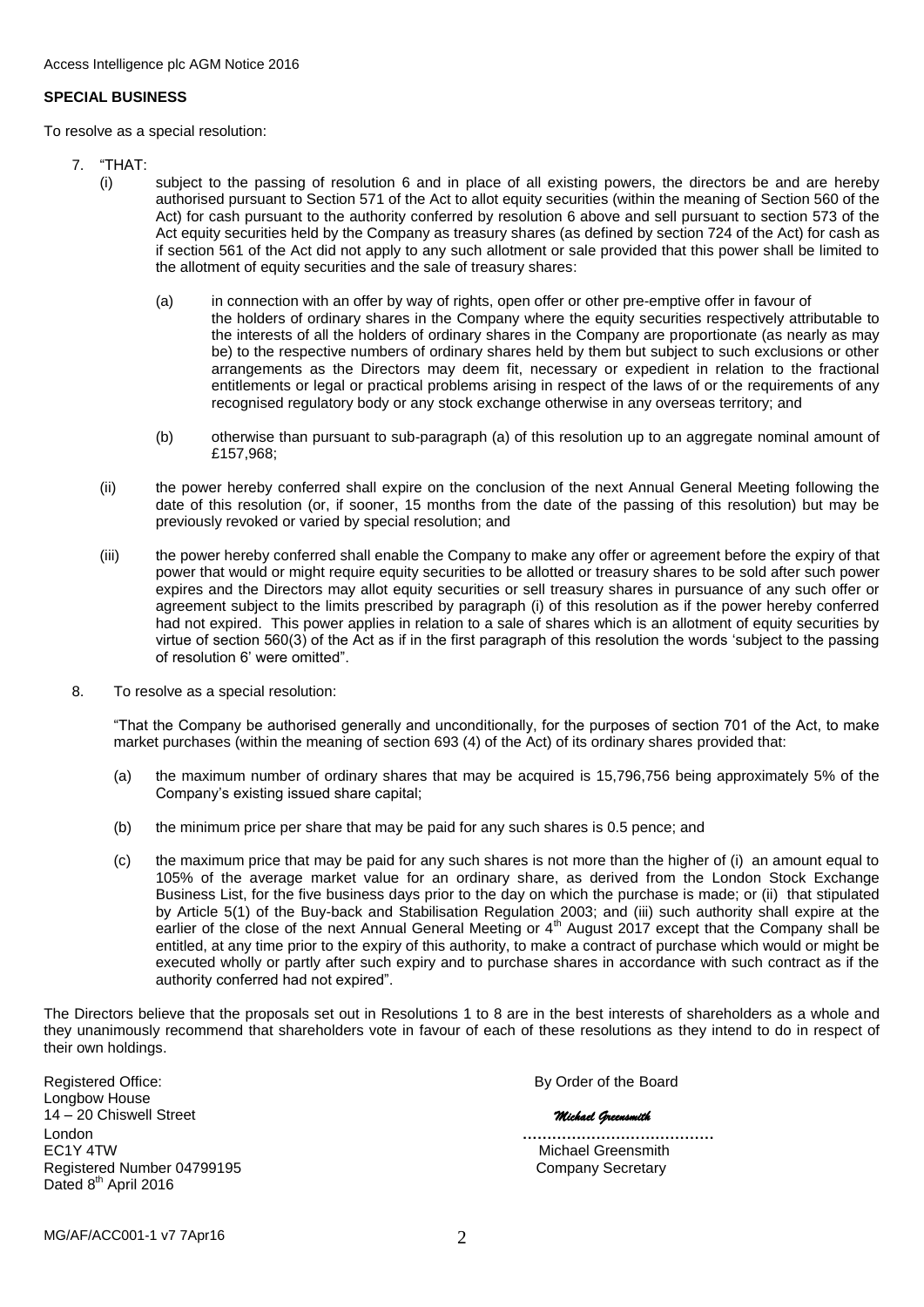## SPECIAL BUSINESS

To resolve as a special resolution:

7. "THAT:

   (i) subject to the passing of resolution 6 and in place of all existing powers, the directors be and are hereby authorised pursuant to Section 571 of the Act to allot equity securities (within the meaning of Section 560 of the Act) for cash pursuant to the authority conferred by resolution 6 above and sell pursuant to section 573 of the Act equity securities held by the Company as treasury shares (as defined by section 724 of the Act) for cash as if section 561 of the Act did not apply to any such allotment or sale provided that this power shall be limited to the allotment of equity securities and the sale of treasury shares:

      (a) in connection with an offer by way of rights, open offer or other pre-emptive offer in favour of the holders of ordinary shares in the Company where the equity securities respectively attributable to the interests of all the holders of ordinary shares in the Company are proportionate (as nearly as may be) to the respective numbers of ordinary shares held by them but subject to such exclusions or other arrangements as the Directors may deem fit, necessary or expedient in relation to the fractional entitlements or legal or practical problems arising in respect of the laws of or the requirements of any recognised regulatory body or any stock exchange otherwise in any overseas territory; and

      (b) otherwise than pursuant to sub-paragraph (a) of this resolution up to an aggregate nominal amount of £157,968;

   (ii) the power hereby conferred shall expire on the conclusion of the next Annual General Meeting following the date of this resolution (or, if sooner, 15 months from the date of the passing of this resolution) but may be previously revoked or varied by special resolution; and

   (iii) the power hereby conferred shall enable the Company to make any offer or agreement before the expiry of that power that would or might require equity securities to be allotted or treasury shares to be sold after such power expires and the Directors may allot equity securities or sell treasury shares in pursuance of any such offer or agreement subject to the limits prescribed by paragraph (i) of this resolution as if the power hereby conferred had not expired. This power applies in relation to a sale of shares which is an allotment of equity securities by virtue of section 560(3) of the Act as if in the first paragraph of this resolution the words 'subject to the passing of resolution 6' were omitted".

8. To resolve as a special resolution:

   "That the Company be authorised generally and unconditionally, for the purposes of section 701 of the Act, to make market purchases (within the meaning of section 693 (4) of the Act) of its ordinary shares provided that:

   (a) the maximum number of ordinary shares that may be acquired is 15,796,756 being approximately 5% of the Company's existing issued share capital;

   (b) the minimum price per share that may be paid for any such shares is 0.5 pence; and

   (c) the maximum price that may be paid for any such shares is not more than the higher of (i) an amount equal to 105% of the average market value for an ordinary share, as derived from the London Stock Exchange Business List, for the five business days prior to the day on which the purchase is made; or (ii) that stipulated by Article 5(1) of the Buy-back and Stabilisation Regulation 2003; and (iii) such authority shall expire at the earlier of the close of the next Annual General Meeting or 4th August 2017 except that the Company shall be entitled, at any time prior to the expiry of this authority, to make a contract of purchase which would or might be executed wholly or partly after such expiry and to purchase shares in accordance with such contract as if the authority conferred had not expired".

The Directors believe that the proposals set out in Resolutions 1 to 8 are in the best interests of shareholders as a whole and they unanimously recommend that shareholders vote in favour of each of these resolutions as they intend to do in respect of their own holdings.

Registered Office:
Longbow House
14 – 20 Chiswell Street
London
EC1Y 4TW
Registered Number 04799195
Dated 8th April 2016

By Order of the Board

*Michael Greensmith*

……………………………….
Michael Greensmith
Company Secretary

MG/AF/ACC001-1 v7 7Apr16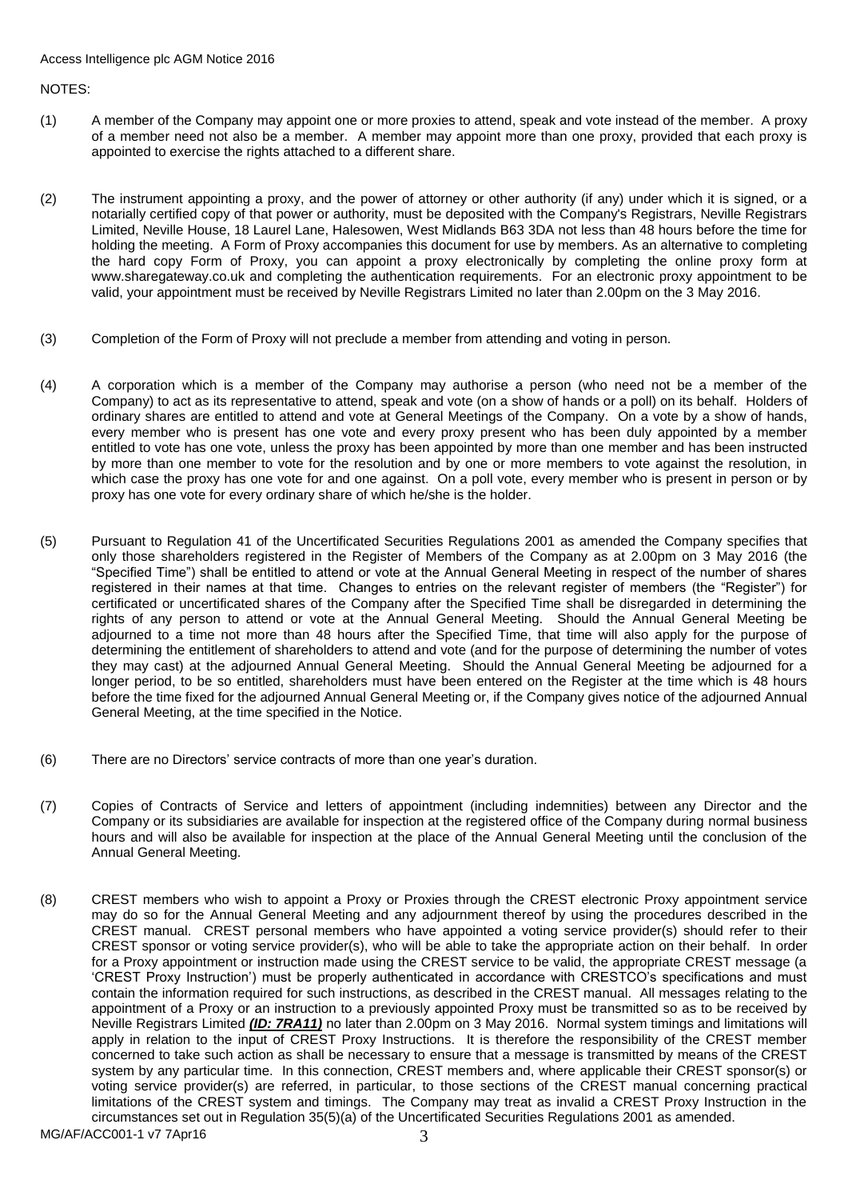NOTES:

(1) A member of the Company may appoint one or more proxies to attend, speak and vote instead of the member. A proxy of a member need not also be a member. A member may appoint more than one proxy, provided that each proxy is appointed to exercise the rights attached to a different share.

(2) The instrument appointing a proxy, and the power of attorney or other authority (if any) under which it is signed, or a notarially certified copy of that power or authority, must be deposited with the Company's Registrars, Neville Registrars Limited, Neville House, 18 Laurel Lane, Halesowen, West Midlands B63 3DA not less than 48 hours before the time for holding the meeting. A Form of Proxy accompanies this document for use by members. As an alternative to completing the hard copy Form of Proxy, you can appoint a proxy electronically by completing the online proxy form at www.sharegateway.co.uk and completing the authentication requirements. For an electronic proxy appointment to be valid, your appointment must be received by Neville Registrars Limited no later than 2.00pm on the 3 May 2016.

(3) Completion of the Form of Proxy will not preclude a member from attending and voting in person.

(4) A corporation which is a member of the Company may authorise a person (who need not be a member of the Company) to act as its representative to attend, speak and vote (on a show of hands or a poll) on its behalf. Holders of ordinary shares are entitled to attend and vote at General Meetings of the Company. On a vote by a show of hands, every member who is present has one vote and every proxy present who has been duly appointed by a member entitled to vote has one vote, unless the proxy has been appointed by more than one member and has been instructed by more than one member to vote for the resolution and by one or more members to vote against the resolution, in which case the proxy has one vote for and one against. On a poll vote, every member who is present in person or by proxy has one vote for every ordinary share of which he/she is the holder.

(5) Pursuant to Regulation 41 of the Uncertificated Securities Regulations 2001 as amended the Company specifies that only those shareholders registered in the Register of Members of the Company as at 2.00pm on 3 May 2016 (the "Specified Time") shall be entitled to attend or vote at the Annual General Meeting in respect of the number of shares registered in their names at that time. Changes to entries on the relevant register of members (the "Register") for certificated or uncertificated shares of the Company after the Specified Time shall be disregarded in determining the rights of any person to attend or vote at the Annual General Meeting. Should the Annual General Meeting be adjourned to a time not more than 48 hours after the Specified Time, that time will also apply for the purpose of determining the entitlement of shareholders to attend and vote (and for the purpose of determining the number of votes they may cast) at the adjourned Annual General Meeting. Should the Annual General Meeting be adjourned for a longer period, to be so entitled, shareholders must have been entered on the Register at the time which is 48 hours before the time fixed for the adjourned Annual General Meeting or, if the Company gives notice of the adjourned Annual General Meeting, at the time specified in the Notice.

(6) There are no Directors' service contracts of more than one year's duration.

(7) Copies of Contracts of Service and letters of appointment (including indemnities) between any Director and the Company or its subsidiaries are available for inspection at the registered office of the Company during normal business hours and will also be available for inspection at the place of the Annual General Meeting until the conclusion of the Annual General Meeting.

(8) CREST members who wish to appoint a Proxy or Proxies through the CREST electronic Proxy appointment service may do so for the Annual General Meeting and any adjournment thereof by using the procedures described in the CREST manual. CREST personal members who have appointed a voting service provider(s) should refer to their CREST sponsor or voting service provider(s), who will be able to take the appropriate action on their behalf. In order for a Proxy appointment or instruction made using the CREST service to be valid, the appropriate CREST message (a 'CREST Proxy Instruction') must be properly authenticated in accordance with CRESTCO's specifications and must contain the information required for such instructions, as described in the CREST manual. All messages relating to the appointment of a Proxy or an instruction to a previously appointed Proxy must be transmitted so as to be received by Neville Registrars Limited ***(ID: 7RA11)*** no later than 2.00pm on 3 May 2016. Normal system timings and limitations will apply in relation to the input of CREST Proxy Instructions. It is therefore the responsibility of the CREST member concerned to take such action as shall be necessary to ensure that a message is transmitted by means of the CREST system by any particular time. In this connection, CREST members and, where applicable their CREST sponsor(s) or voting service provider(s) are referred, in particular, to those sections of the CREST manual concerning practical limitations of the CREST system and timings. The Company may treat as invalid a CREST Proxy Instruction in the circumstances set out in Regulation 35(5)(a) of the Uncertificated Securities Regulations 2001 as amended.

MG/AF/ACC001-1 v7 7Apr16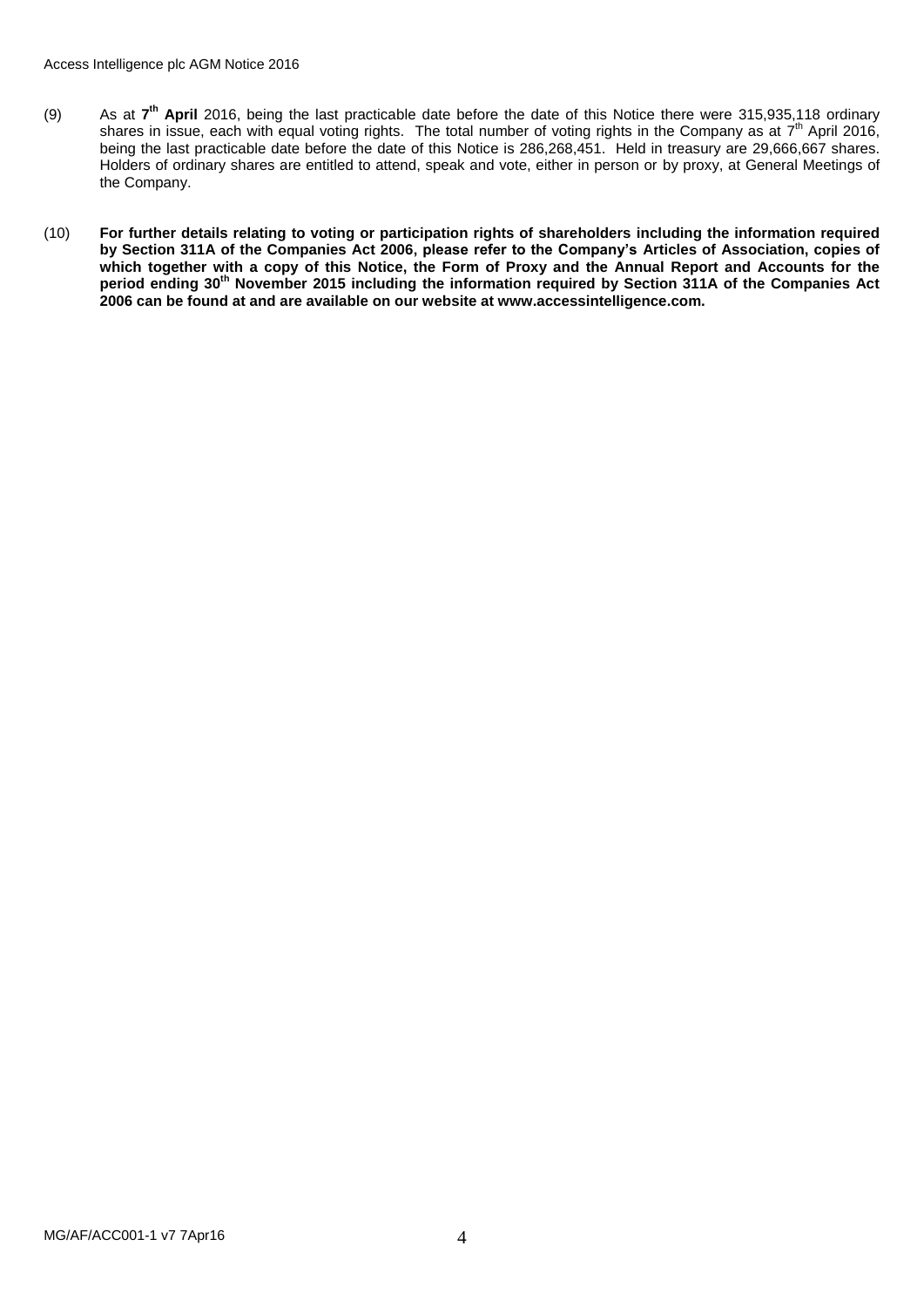(9) As at **7th April** 2016, being the last practicable date before the date of this Notice there were 315,935,118 ordinary shares in issue, each with equal voting rights. The total number of voting rights in the Company as at 7th April 2016, being the last practicable date before the date of this Notice is 286,268,451. Held in treasury are 29,666,667 shares. Holders of ordinary shares are entitled to attend, speak and vote, either in person or by proxy, at General Meetings of the Company.

(10) **For further details relating to voting or participation rights of shareholders including the information required by Section 311A of the Companies Act 2006, please refer to the Company's Articles of Association, copies of which together with a copy of this Notice, the Form of Proxy and the Annual Report and Accounts for the period ending 30th November 2015 including the information required by Section 311A of the Companies Act 2006 can be found at and are available on our website at www.accessintelligence.com.**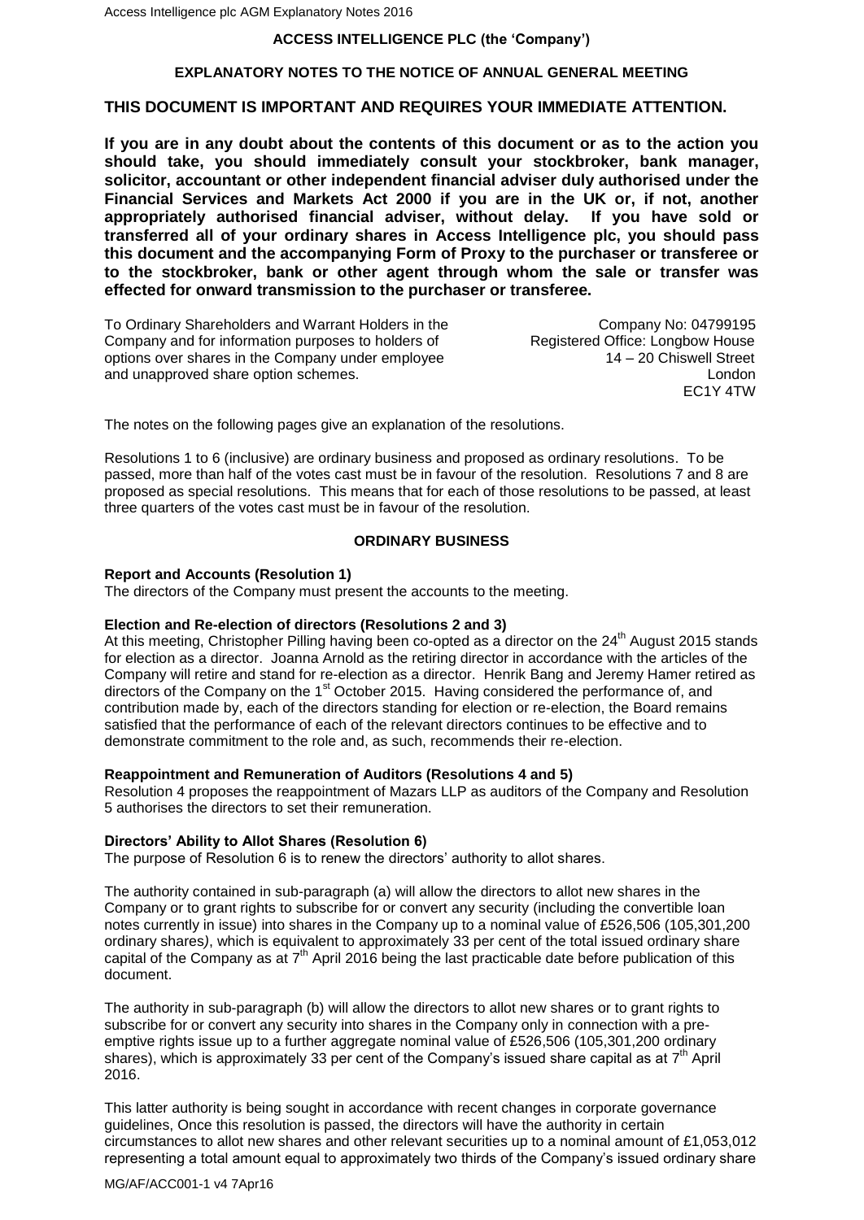**ACCESS INTELLIGENCE PLC (the 'Company')**

**EXPLANATORY NOTES TO THE NOTICE OF ANNUAL GENERAL MEETING**

## THIS DOCUMENT IS IMPORTANT AND REQUIRES YOUR IMMEDIATE ATTENTION.

**If you are in any doubt about the contents of this document or as to the action you should take, you should immediately consult your stockbroker, bank manager, solicitor, accountant or other independent financial adviser duly authorised under the Financial Services and Markets Act 2000 if you are in the UK or, if not, another appropriately authorised financial adviser, without delay. If you have sold or transferred all of your ordinary shares in Access Intelligence plc, you should pass this document and the accompanying Form of Proxy to the purchaser or transferee or to the stockbroker, bank or other agent through whom the sale or transfer was effected for onward transmission to the purchaser or transferee.**

To Ordinary Shareholders and Warrant Holders in the Company and for information purposes to holders of options over shares in the Company under employee and unapproved share option schemes.

Company No: 04799195
Registered Office: Longbow House
14 – 20 Chiswell Street
London
EC1Y 4TW

The notes on the following pages give an explanation of the resolutions.

Resolutions 1 to 6 (inclusive) are ordinary business and proposed as ordinary resolutions. To be passed, more than half of the votes cast must be in favour of the resolution. Resolutions 7 and 8 are proposed as special resolutions. This means that for each of those resolutions to be passed, at least three quarters of the votes cast must be in favour of the resolution.

**ORDINARY BUSINESS**

**Report and Accounts (Resolution 1)**

The directors of the Company must present the accounts to the meeting.

**Election and Re-election of directors (Resolutions 2 and 3)**

At this meeting, Christopher Pilling having been co-opted as a director on the 24th August 2015 stands for election as a director. Joanna Arnold as the retiring director in accordance with the articles of the Company will retire and stand for re-election as a director. Henrik Bang and Jeremy Hamer retired as directors of the Company on the 1st October 2015. Having considered the performance of, and contribution made by, each of the directors standing for election or re-election, the Board remains satisfied that the performance of each of the relevant directors continues to be effective and to demonstrate commitment to the role and, as such, recommends their re-election.

**Reappointment and Remuneration of Auditors (Resolutions 4 and 5)**

Resolution 4 proposes the reappointment of Mazars LLP as auditors of the Company and Resolution 5 authorises the directors to set their remuneration.

**Directors' Ability to Allot Shares (Resolution 6)**

The purpose of Resolution 6 is to renew the directors' authority to allot shares.

The authority contained in sub-paragraph (a) will allow the directors to allot new shares in the Company or to grant rights to subscribe for or convert any security (including the convertible loan notes currently in issue) into shares in the Company up to a nominal value of £526,506 (105,301,200 ordinary shares), which is equivalent to approximately 33 per cent of the total issued ordinary share capital of the Company as at 7th April 2016 being the last practicable date before publication of this document.

The authority in sub-paragraph (b) will allow the directors to allot new shares or to grant rights to subscribe for or convert any security into shares in the Company only in connection with a pre-emptive rights issue up to a further aggregate nominal value of £526,506 (105,301,200 ordinary shares), which is approximately 33 per cent of the Company's issued share capital as at 7th April 2016.

This latter authority is being sought in accordance with recent changes in corporate governance guidelines, Once this resolution is passed, the directors will have the authority in certain circumstances to allot new shares and other relevant securities up to a nominal amount of £1,053,012 representing a total amount equal to approximately two thirds of the Company's issued ordinary share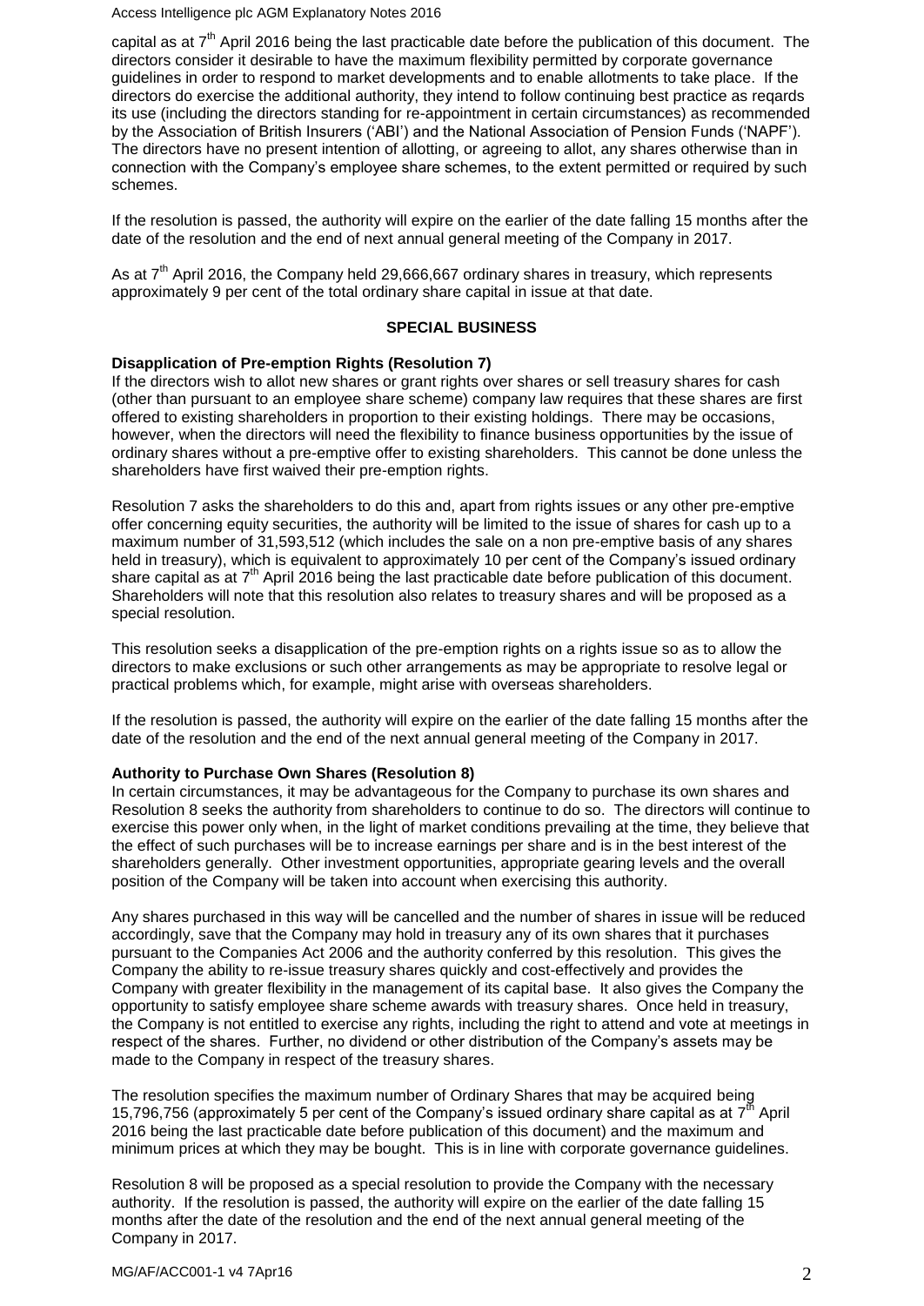capital as at 7th April 2016 being the last practicable date before the publication of this document. The directors consider it desirable to have the maximum flexibility permitted by corporate governance guidelines in order to respond to market developments and to enable allotments to take place. If the directors do exercise the additional authority, they intend to follow continuing best practice as reqards its use (including the directors standing for re-appointment in certain circumstances) as recommended by the Association of British Insurers ('ABI') and the National Association of Pension Funds ('NAPF'). The directors have no present intention of allotting, or agreeing to allot, any shares otherwise than in connection with the Company's employee share schemes, to the extent permitted or required by such schemes.

If the resolution is passed, the authority will expire on the earlier of the date falling 15 months after the date of the resolution and the end of next annual general meeting of the Company in 2017.

As at 7th April 2016, the Company held 29,666,667 ordinary shares in treasury, which represents approximately 9 per cent of the total ordinary share capital in issue at that date.

## SPECIAL BUSINESS

**Disapplication of Pre-emption Rights (Resolution 7)**

If the directors wish to allot new shares or grant rights over shares or sell treasury shares for cash (other than pursuant to an employee share scheme) company law requires that these shares are first offered to existing shareholders in proportion to their existing holdings. There may be occasions, however, when the directors will need the flexibility to finance business opportunities by the issue of ordinary shares without a pre-emptive offer to existing shareholders. This cannot be done unless the shareholders have first waived their pre-emption rights.

Resolution 7 asks the shareholders to do this and, apart from rights issues or any other pre-emptive offer concerning equity securities, the authority will be limited to the issue of shares for cash up to a maximum number of 31,593,512 (which includes the sale on a non pre-emptive basis of any shares held in treasury), which is equivalent to approximately 10 per cent of the Company's issued ordinary share capital as at 7th April 2016 being the last practicable date before publication of this document. Shareholders will note that this resolution also relates to treasury shares and will be proposed as a special resolution.

This resolution seeks a disapplication of the pre-emption rights on a rights issue so as to allow the directors to make exclusions or such other arrangements as may be appropriate to resolve legal or practical problems which, for example, might arise with overseas shareholders.

If the resolution is passed, the authority will expire on the earlier of the date falling 15 months after the date of the resolution and the end of the next annual general meeting of the Company in 2017.

**Authority to Purchase Own Shares (Resolution 8)**

In certain circumstances, it may be advantageous for the Company to purchase its own shares and Resolution 8 seeks the authority from shareholders to continue to do so. The directors will continue to exercise this power only when, in the light of market conditions prevailing at the time, they believe that the effect of such purchases will be to increase earnings per share and is in the best interest of the shareholders generally. Other investment opportunities, appropriate gearing levels and the overall position of the Company will be taken into account when exercising this authority.

Any shares purchased in this way will be cancelled and the number of shares in issue will be reduced accordingly, save that the Company may hold in treasury any of its own shares that it purchases pursuant to the Companies Act 2006 and the authority conferred by this resolution. This gives the Company the ability to re-issue treasury shares quickly and cost-effectively and provides the Company with greater flexibility in the management of its capital base. It also gives the Company the opportunity to satisfy employee share scheme awards with treasury shares. Once held in treasury, the Company is not entitled to exercise any rights, including the right to attend and vote at meetings in respect of the shares. Further, no dividend or other distribution of the Company's assets may be made to the Company in respect of the treasury shares.

The resolution specifies the maximum number of Ordinary Shares that may be acquired being 15,796,756 (approximately 5 per cent of the Company's issued ordinary share capital as at 7th April 2016 being the last practicable date before publication of this document) and the maximum and minimum prices at which they may be bought. This is in line with corporate governance guidelines.

Resolution 8 will be proposed as a special resolution to provide the Company with the necessary authority. If the resolution is passed, the authority will expire on the earlier of the date falling 15 months after the date of the resolution and the end of the next annual general meeting of the Company in 2017.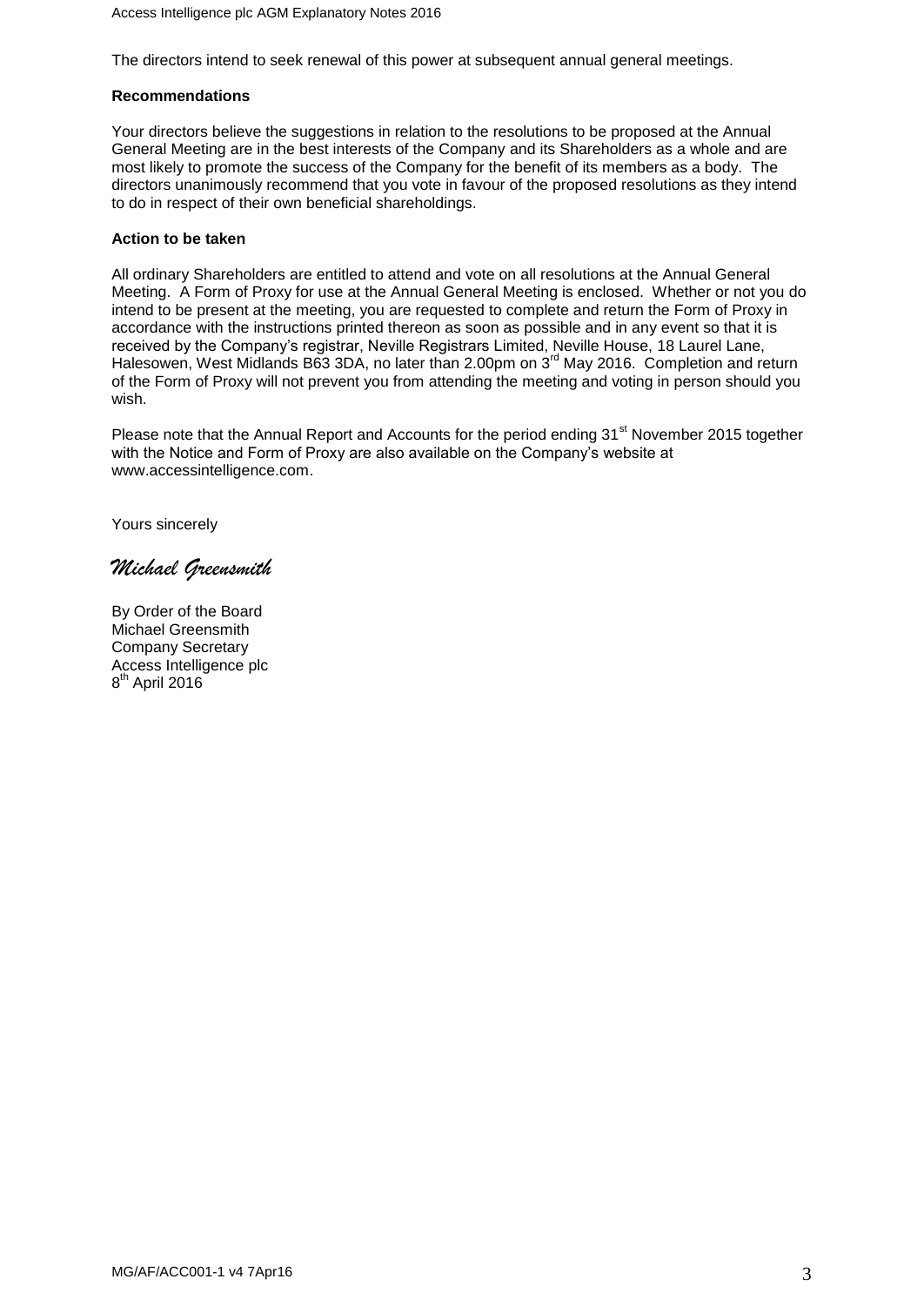The directors intend to seek renewal of this power at subsequent annual general meetings.

**Recommendations**

Your directors believe the suggestions in relation to the resolutions to be proposed at the Annual General Meeting are in the best interests of the Company and its Shareholders as a whole and are most likely to promote the success of the Company for the benefit of its members as a body. The directors unanimously recommend that you vote in favour of the proposed resolutions as they intend to do in respect of their own beneficial shareholdings.

**Action to be taken**

All ordinary Shareholders are entitled to attend and vote on all resolutions at the Annual General Meeting. A Form of Proxy for use at the Annual General Meeting is enclosed. Whether or not you do intend to be present at the meeting, you are requested to complete and return the Form of Proxy in accordance with the instructions printed thereon as soon as possible and in any event so that it is received by the Company's registrar, Neville Registrars Limited, Neville House, 18 Laurel Lane, Halesowen, West Midlands B63 3DA, no later than 2.00pm on 3rd May 2016. Completion and return of the Form of Proxy will not prevent you from attending the meeting and voting in person should you wish.

Please note that the Annual Report and Accounts for the period ending 31st November 2015 together with the Notice and Form of Proxy are also available on the Company's website at www.accessintelligence.com.

Yours sincerely

*Michael Greensmith*

By Order of the Board
Michael Greensmith
Company Secretary
Access Intelligence plc
8th April 2016